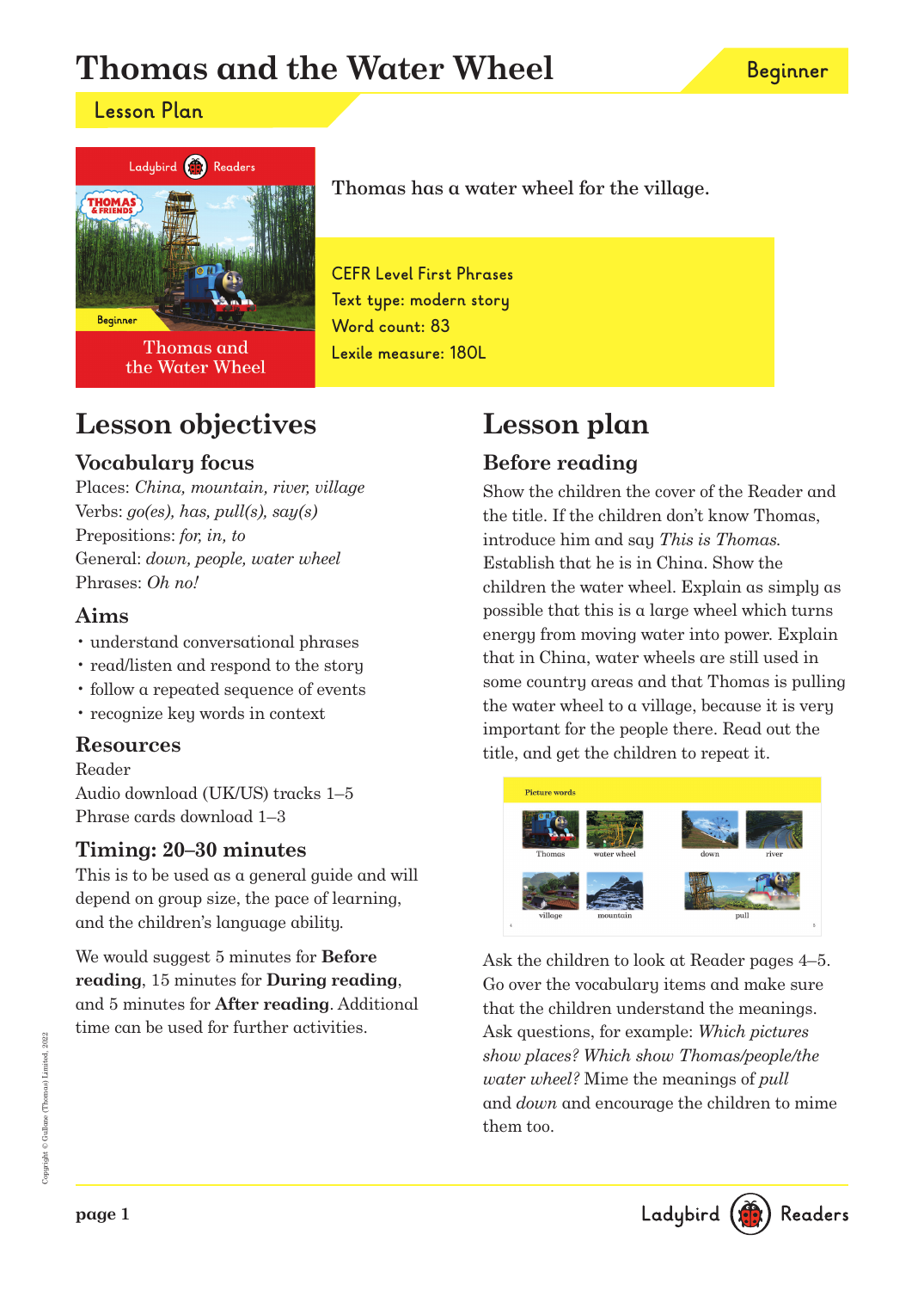# Thomas and the Water Wheel

Beginner

## Lesson Plan

Thomas has a water wheel for the village.

CEFR Level First Phrases
Text type: modern story
Word count: 83
Lexile measure: 180L

## Lesson objectives

### Vocabulary focus

Places: *China, mountain, river, village*
Verbs: *go(es), has, pull(s), say(s)*
Prepositions: *for, in, to*
General: *down, people, water wheel*
Phrases: *Oh no!*

### Aims

- understand conversational phrases
- read/listen and respond to the story
- follow a repeated sequence of events
- recognize key words in context

### Resources

Reader
Audio download (UK/US) tracks 1–5
Phrase cards download 1–3

### Timing: 20–30 minutes

This is to be used as a general guide and will depend on group size, the pace of learning, and the children's language ability.

We would suggest 5 minutes for **Before reading**, 15 minutes for **During reading**, and 5 minutes for **After reading**. Additional time can be used for further activities.

## Lesson plan

### Before reading

Show the children the cover of the Reader and the title. If the children don't know Thomas, introduce him and say *This is Thomas.* Establish that he is in China. Show the children the water wheel. Explain as simply as possible that this is a large wheel which turns energy from moving water into power. Explain that in China, water wheels are still used in some country areas and that Thomas is pulling the water wheel to a village, because it is very important for the people there. Read out the title, and get the children to repeat it.

Ask the children to look at Reader pages 4–5. Go over the vocabulary items and make sure that the children understand the meanings. Ask questions, for example: *Which pictures show places? Which show Thomas/people/the water wheel?* Mime the meanings of *pull* and *down* and encourage the children to mime them too.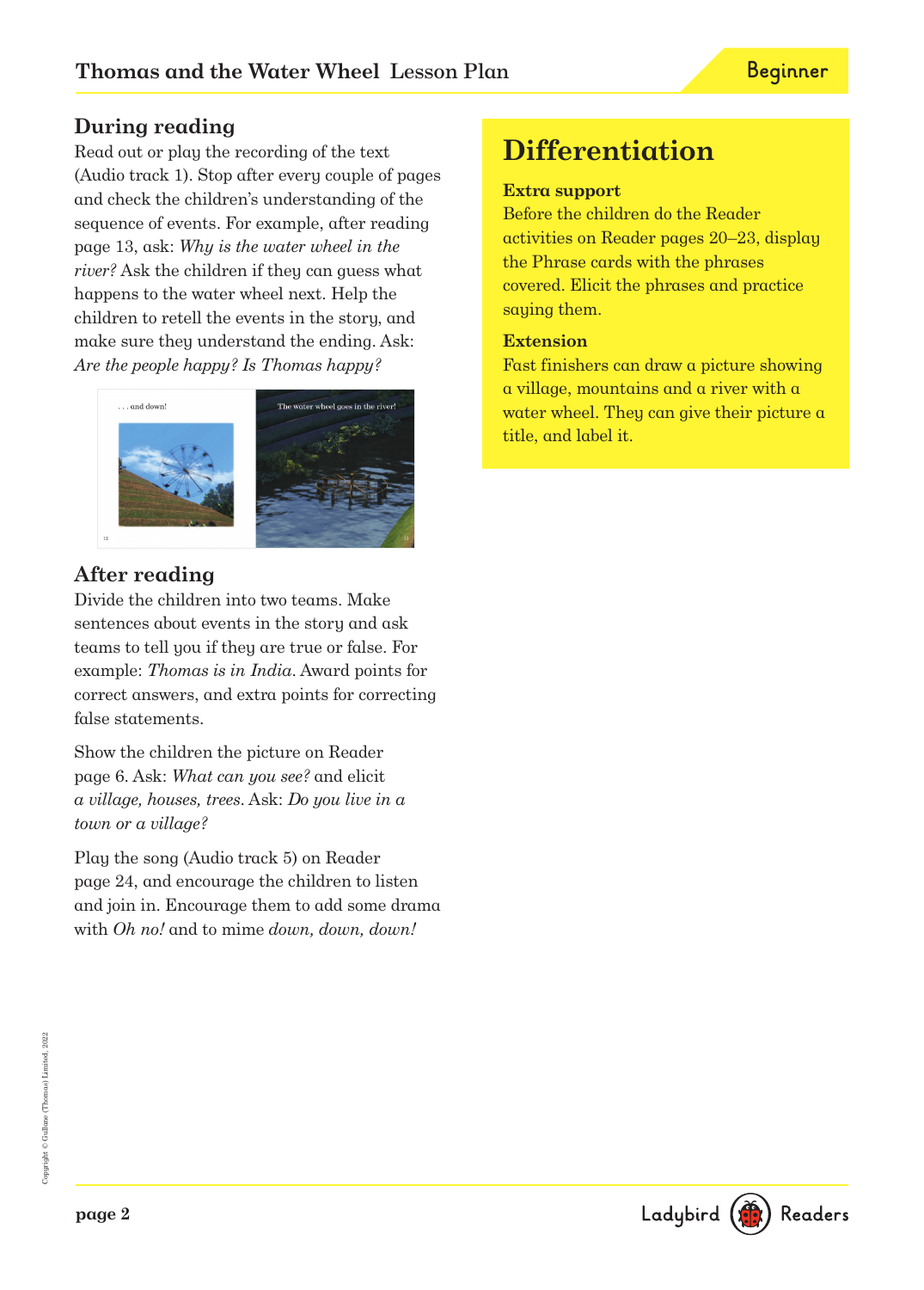## During reading

Read out or play the recording of the text (Audio track 1). Stop after every couple of pages and check the children's understanding of the sequence of events. For example, after reading page 13, ask: *Why is the water wheel in the river?* Ask the children if they can guess what happens to the water wheel next. Help the children to retell the events in the story, and make sure they understand the ending. Ask: *Are the people happy? Is Thomas happy?*

## After reading

Divide the children into two teams. Make sentences about events in the story and ask teams to tell you if they are true or false. For example: *Thomas is in India*. Award points for correct answers, and extra points for correcting false statements.

Show the children the picture on Reader page 6. Ask: *What can you see?* and elicit *a village, houses, trees*. Ask: *Do you live in a town or a village?*

Play the song (Audio track 5) on Reader page 24, and encourage the children to listen and join in. Encourage them to add some drama with *Oh no!* and to mime *down, down, down!*

# Differentiation

**Extra support**

Before the children do the Reader activities on Reader pages 20–23, display the Phrase cards with the phrases covered. Elicit the phrases and practice saying them.

**Extension**

Fast finishers can draw a picture showing a village, mountains and a river with a water wheel. They can give their picture a title, and label it.

Copyright © Gullane (Thomas) Limited, 2022